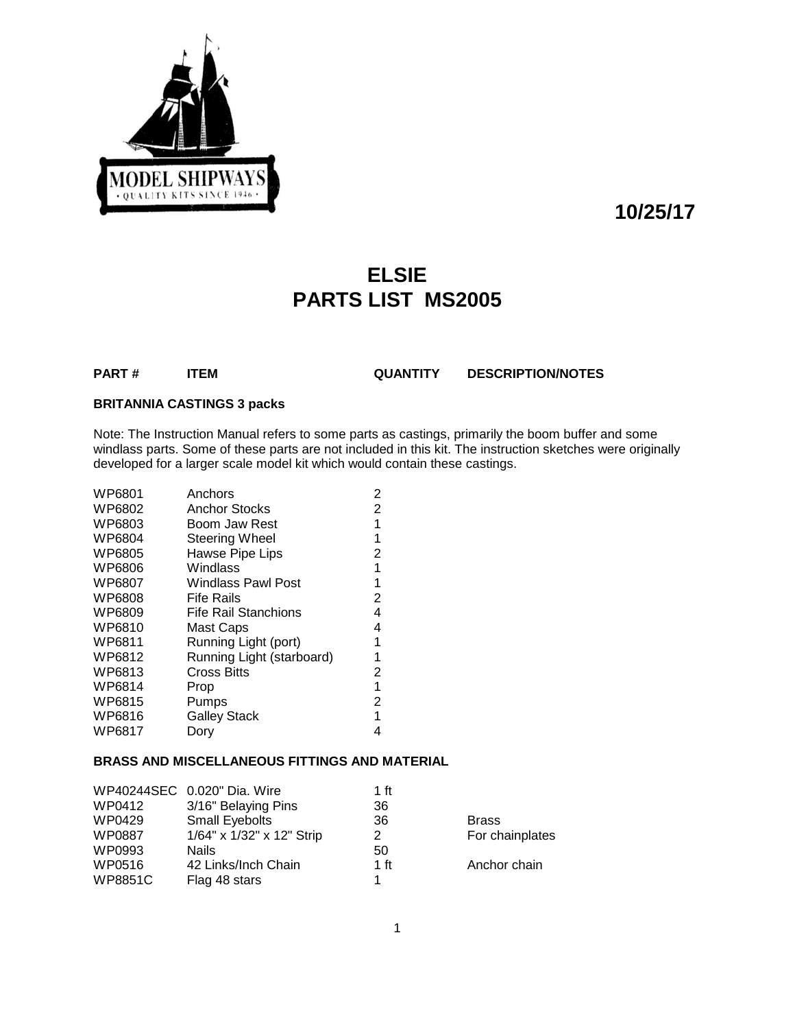MODEL SHIPWAYS
• QUALITY KITS SINCE 1946 •

**10/25/17**

# ELSIE
# PARTS LIST MS2005

| PART # | ITEM | QUANTITY | DESCRIPTION/NOTES |
|---|---|---|---|

### BRITANNIA CASTINGS 3 packs

Note: The Instruction Manual refers to some parts as castings, primarily the boom buffer and some windlass parts. Some of these parts are not included in this kit. The instruction sketches were originally developed for a larger scale model kit which would contain these castings.

| PART # | ITEM | QUANTITY | DESCRIPTION/NOTES |
|---|---|---|---|
| WP6801 | Anchors | 2 | |
| WP6802 | Anchor Stocks | 2 | |
| WP6803 | Boom Jaw Rest | 1 | |
| WP6804 | Steering Wheel | 1 | |
| WP6805 | Hawse Pipe Lips | 2 | |
| WP6806 | Windlass | 1 | |
| WP6807 | Windlass Pawl Post | 1 | |
| WP6808 | Fife Rails | 2 | |
| WP6809 | Fife Rail Stanchions | 4 | |
| WP6810 | Mast Caps | 4 | |
| WP6811 | Running Light (port) | 1 | |
| WP6812 | Running Light (starboard) | 1 | |
| WP6813 | Cross Bitts | 2 | |
| WP6814 | Prop | 1 | |
| WP6815 | Pumps | 2 | |
| WP6816 | Galley Stack | 1 | |
| WP6817 | Dory | 4 | |

### BRASS AND MISCELLANEOUS FITTINGS AND MATERIAL

| PART # | ITEM | QUANTITY | DESCRIPTION/NOTES |
|---|---|---|---|
| WP40244SEC | 0.020" Dia. Wire | 1 ft | |
| WP0412 | 3/16" Belaying Pins | 36 | |
| WP0429 | Small Eyebolts | 36 | Brass |
| WP0887 | 1/64" x 1/32" x 12" Strip | 2 | For chainplates |
| WP0993 | Nails | 50 | |
| WP0516 | 42 Links/Inch Chain | 1 ft | Anchor chain |
| WP8851C | Flag 48 stars | 1 | |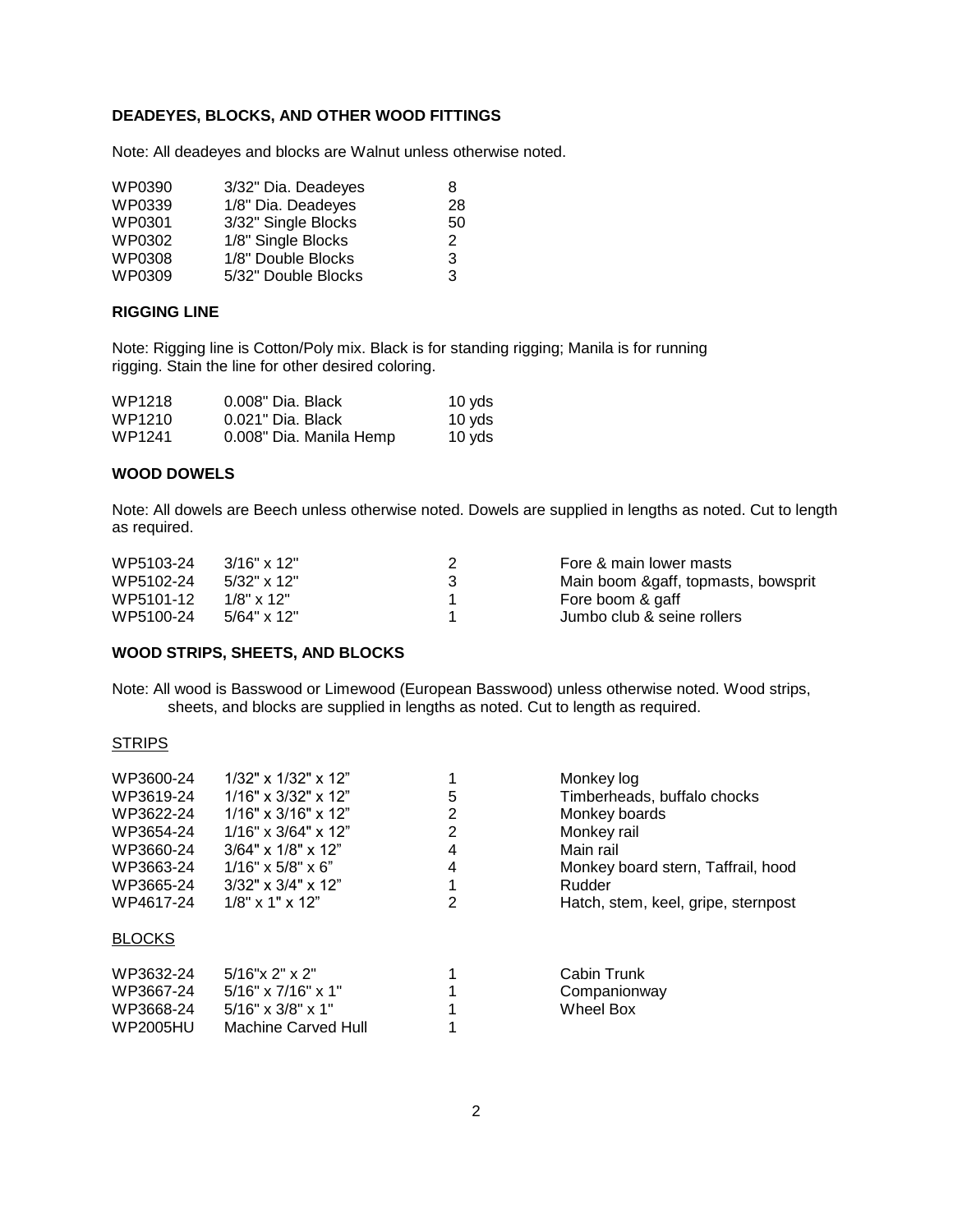### DEADEYES, BLOCKS, AND OTHER WOOD FITTINGS

Note: All deadeyes and blocks are Walnut unless otherwise noted.

| | | |
|---|---|---|
| WP0390 | 3/32" Dia. Deadeyes | 8 |
| WP0339 | 1/8" Dia. Deadeyes | 28 |
| WP0301 | 3/32" Single Blocks | 50 |
| WP0302 | 1/8" Single Blocks | 2 |
| WP0308 | 1/8" Double Blocks | 3 |
| WP0309 | 5/32" Double Blocks | 3 |

### RIGGING LINE

Note: Rigging line is Cotton/Poly mix. Black is for standing rigging; Manila is for running rigging. Stain the line for other desired coloring.

| | | |
|---|---|---|
| WP1218 | 0.008" Dia. Black | 10 yds |
| WP1210 | 0.021" Dia. Black | 10 yds |
| WP1241 | 0.008" Dia. Manila Hemp | 10 yds |

### WOOD DOWELS

Note: All dowels are Beech unless otherwise noted. Dowels are supplied in lengths as noted. Cut to length as required.

| | | | |
|---|---|---|---|
| WP5103-24 | 3/16" x 12" | 2 | Fore & main lower masts |
| WP5102-24 | 5/32" x 12" | 3 | Main boom &gaff, topmasts, bowsprit |
| WP5101-12 | 1/8" x 12" | 1 | Fore boom & gaff |
| WP5100-24 | 5/64" x 12" | 1 | Jumbo club & seine rollers |

### WOOD STRIPS, SHEETS, AND BLOCKS

Note: All wood is Basswood or Limewood (European Basswood) unless otherwise noted. Wood strips, sheets, and blocks are supplied in lengths as noted. Cut to length as required.

<u>STRIPS</u>

| | | | |
|---|---|---|---|
| WP3600-24 | 1/32" x 1/32" x 12" | 1 | Monkey log |
| WP3619-24 | 1/16" x 3/32" x 12" | 5 | Timberheads, buffalo chocks |
| WP3622-24 | 1/16" x 3/16" x 12" | 2 | Monkey boards |
| WP3654-24 | 1/16" x 3/64" x 12" | 2 | Monkey rail |
| WP3660-24 | 3/64" x 1/8" x 12" | 4 | Main rail |
| WP3663-24 | 1/16" x 5/8" x 6" | 4 | Monkey board stern, Taffrail, hood |
| WP3665-24 | 3/32" x 3/4" x 12" | 1 | Rudder |
| WP4617-24 | 1/8" x 1" x 12" | 2 | Hatch, stem, keel, gripe, sternpost |

<u>BLOCKS</u>

| | | | |
|---|---|---|---|
| WP3632-24 | 5/16"x 2" x 2" | 1 | Cabin Trunk |
| WP3667-24 | 5/16" x 7/16" x 1" | 1 | Companionway |
| WP3668-24 | 5/16" x 3/8" x 1" | 1 | Wheel Box |
| WP2005HU | Machine Carved Hull | 1 | |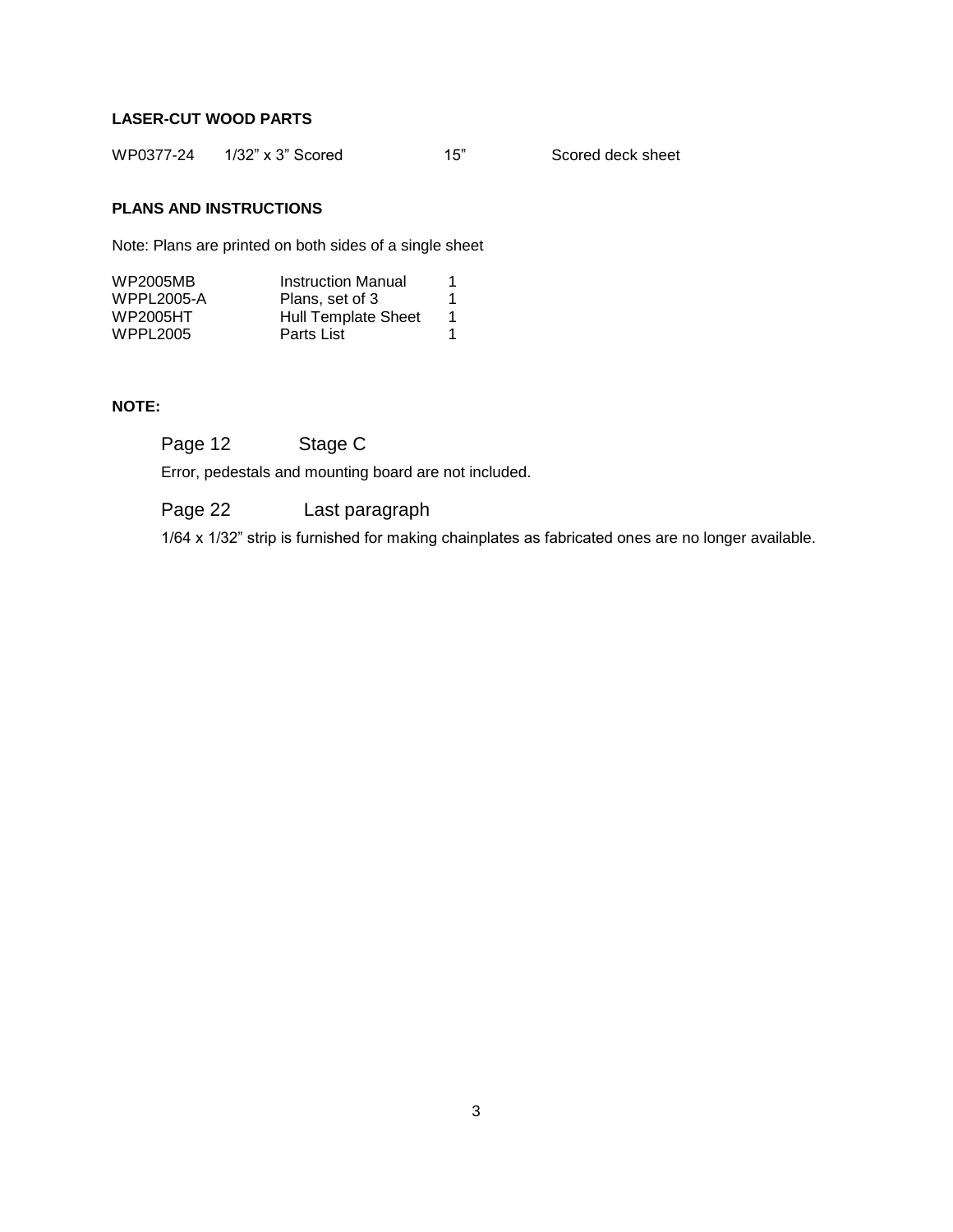**LASER-CUT WOOD PARTS**

| | | | |
|---|---|---|---|
| WP0377-24 | 1/32” x 3” Scored | 15” | Scored deck sheet |

**PLANS AND INSTRUCTIONS**

Note: Plans are printed on both sides of a single sheet

| | | |
|---|---|---|
| WP2005MB | Instruction Manual | 1 |
| WPPL2005-A | Plans, set of 3 | 1 |
| WP2005HT | Hull Template Sheet | 1 |
| WPPL2005 | Parts List | 1 |

**NOTE:**

Page 12 Stage C

Error, pedestals and mounting board are not included.

Page 22 Last paragraph

1/64 x 1/32” strip is furnished for making chainplates as fabricated ones are no longer available.